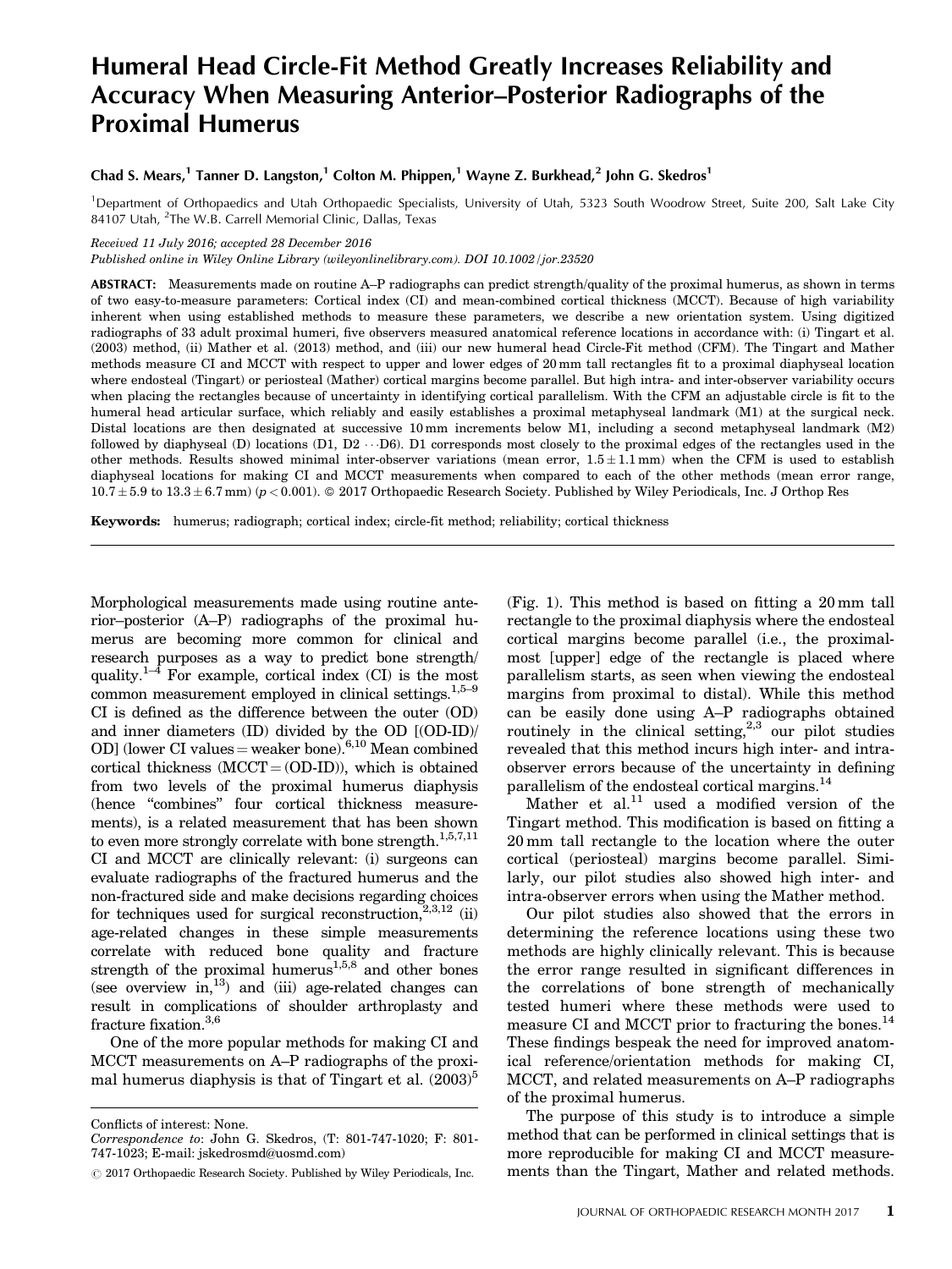# Humeral Head Circle-Fit Method Greatly Increases Reliability and Accuracy When Measuring Anterior–Posterior Radiographs of the Proximal Humerus

Chad S. Mears,[1] Tanner D. Langston,[1] Colton M. Phippen,[1] Wayne Z. Burkhead,[2] John G. Skedros[1]

[1]Department of Orthopaedics and Utah Orthopaedic Specialists, University of Utah, 5323 South Woodrow Street, Suite 200, Salt Lake City 84107 Utah, [2]The W.B. Carrell Memorial Clinic, Dallas, Texas

*Received 11 July 2016; accepted 28 December 2016*

*Published online in Wiley Online Library (wileyonlinelibrary.com). DOI 10.1002/jor.23520*

**ABSTRACT:** Measurements made on routine A–P radiographs can predict strength/quality of the proximal humerus, as shown in terms of two easy-to-measure parameters: Cortical index (CI) and mean-combined cortical thickness (MCCT). Because of high variability inherent when using established methods to measure these parameters, we describe a new orientation system. Using digitized radiographs of 33 adult proximal humeri, five observers measured anatomical reference locations in accordance with: (i) Tingart et al. (2003) method, (ii) Mather et al. (2013) method, and (iii) our new humeral head Circle-Fit method (CFM). The Tingart and Mather methods measure CI and MCCT with respect to upper and lower edges of 20 mm tall rectangles fit to a proximal diaphyseal location where endosteal (Tingart) or periosteal (Mather) cortical margins become parallel. But high intra- and inter-observer variability occurs when placing the rectangles because of uncertainty in identifying cortical parallelism. With the CFM an adjustable circle is fit to the humeral head articular surface, which reliably and easily establishes a proximal metaphyseal landmark (M1) at the surgical neck. Distal locations are then designated at successive 10 mm increments below M1, including a second metaphyseal landmark (M2) followed by diaphyseal (D) locations (D1, D2 ⋯D6). D1 corresponds most closely to the proximal edges of the rectangles used in the other methods. Results showed minimal inter-observer variations (mean error, $1.5 \pm 1.1$ mm) when the CFM is used to establish diaphyseal locations for making CI and MCCT measurements when compared to each of the other methods (mean error range, $10.7 \pm 5.9$ to $13.3 \pm 6.7$ mm) ($p < 0.001$). © 2017 Orthopaedic Research Society. Published by Wiley Periodicals, Inc. J Orthop Res

**Keywords:** humerus; radiograph; cortical index; circle-fit method; reliability; cortical thickness

Morphological measurements made using routine anterior–posterior (A–P) radiographs of the proximal humerus are becoming more common for clinical and research purposes as a way to predict bone strength/quality.[1–4] For example, cortical index (CI) is the most common measurement employed in clinical settings.[1,5–9] CI is defined as the difference between the outer (OD) and inner diameters (ID) divided by the OD [(OD-ID)/OD] (lower CI values = weaker bone).[6,10] Mean combined cortical thickness (MCCT = (OD-ID)), which is obtained from two levels of the proximal humerus diaphysis (hence "combines" four cortical thickness measurements), is a related measurement that has been shown to even more strongly correlate with bone strength.[1,5,7,11] CI and MCCT are clinically relevant: (i) surgeons can evaluate radiographs of the fractured humerus and the non-fractured side and make decisions regarding choices for techniques used for surgical reconstruction,[2,3,12] (ii) age-related changes in these simple measurements correlate with reduced bone quality and fracture strength of the proximal humerus[1,5,8] and other bones (see overview in,[13]) and (iii) age-related changes can result in complications of shoulder arthroplasty and fracture fixation.[3,6]

One of the more popular methods for making CI and MCCT measurements on A–P radiographs of the proximal humerus diaphysis is that of Tingart et al. (2003)[5] (Fig. 1). This method is based on fitting a 20 mm tall rectangle to the proximal diaphysis where the endosteal cortical margins become parallel (i.e., the proximal-most [upper] edge of the rectangle is placed where parallelism starts, as seen when viewing the endosteal margins from proximal to distal). While this method can be easily done using A–P radiographs obtained routinely in the clinical setting,[2,3] our pilot studies revealed that this method incurs high inter- and intra-observer errors because of the uncertainty in defining parallelism of the endosteal cortical margins.[14]

Mather et al.[11] used a modified version of the Tingart method. This modification is based on fitting a 20 mm tall rectangle to the location where the outer cortical (periosteal) margins become parallel. Similarly, our pilot studies also showed high inter- and intra-observer errors when using the Mather method.

Our pilot studies also showed that the errors in determining the reference locations using these two methods are highly clinically relevant. This is because the error range resulted in significant differences in the correlations of bone strength of mechanically tested humeri where these methods were used to measure CI and MCCT prior to fracturing the bones.[14] These findings bespeak the need for improved anatomical reference/orientation methods for making CI, MCCT, and related measurements on A–P radiographs of the proximal humerus.

The purpose of this study is to introduce a simple method that can be performed in clinical settings that is more reproducible for making CI and MCCT measurements than the Tingart, Mather and related methods.

Conflicts of interest: None.

*Correspondence to*: John G. Skedros (T: 801-747-1020; F: 801-747-1023; E-mail: jskedrosmd@uosmd.com)

© 2017 Orthopaedic Research Society. Published by Wiley Periodicals, Inc.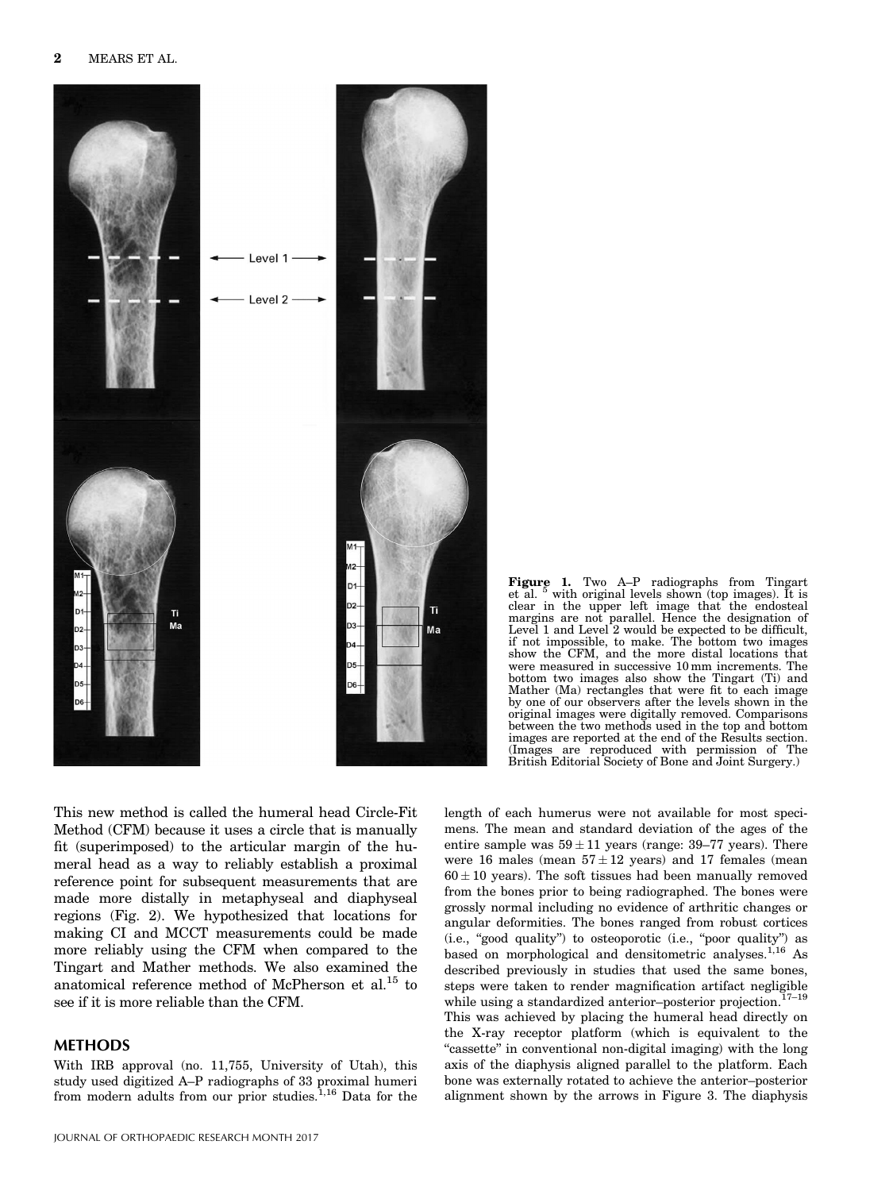**Figure 1.** Two A–P radiographs from Tingart et al. [5] with original levels shown (top images). It is clear in the upper left image that the endosteal margins are not parallel. Hence the designation of Level 1 and Level 2 would be expected to be difficult, if not impossible, to make. The bottom two images show the CFM, and the more distal locations that were measured in successive 10 mm increments. The bottom two images also show the Tingart (Ti) and Mather (Ma) rectangles that were fit to each image by one of our observers after the levels shown in the original images were digitally removed. Comparisons between the two methods used in the top and bottom images are reported at the end of the Results section. (Images are reproduced with permission of The British Editorial Society of Bone and Joint Surgery.)

This new method is called the humeral head Circle-Fit Method (CFM) because it uses a circle that is manually fit (superimposed) to the articular margin of the humeral head as a way to reliably establish a proximal reference point for subsequent measurements that are made more distally in metaphyseal and diaphyseal regions (Fig. 2). We hypothesized that locations for making CI and MCCT measurements could be made more reliably using the CFM when compared to the Tingart and Mather methods. We also examined the anatomical reference method of McPherson et al.[15] to see if it is more reliable than the CFM.

## METHODS

With IRB approval (no. 11,755, University of Utah), this study used digitized A–P radiographs of 33 proximal humeri from modern adults from our prior studies.[1,16] Data for the length of each humerus were not available for most specimens. The mean and standard deviation of the ages of the entire sample was $59 \pm 11$ years (range: 39–77 years). There were 16 males (mean $57 \pm 12$ years) and 17 females (mean $60 \pm 10$ years). The soft tissues had been manually removed from the bones prior to being radiographed. The bones were grossly normal including no evidence of arthritic changes or angular deformities. The bones ranged from robust cortices (i.e., "good quality") to osteoporotic (i.e., "poor quality") as based on morphological and densitometric analyses.[1,16] As described previously in studies that used the same bones, steps were taken to render magnification artifact negligible while using a standardized anterior–posterior projection.[17–19] This was achieved by placing the humeral head directly on the X-ray receptor platform (which is equivalent to the "cassette" in conventional non-digital imaging) with the long axis of the diaphysis aligned parallel to the platform. Each bone was externally rotated to achieve the anterior–posterior alignment shown by the arrows in Figure 3. The diaphysis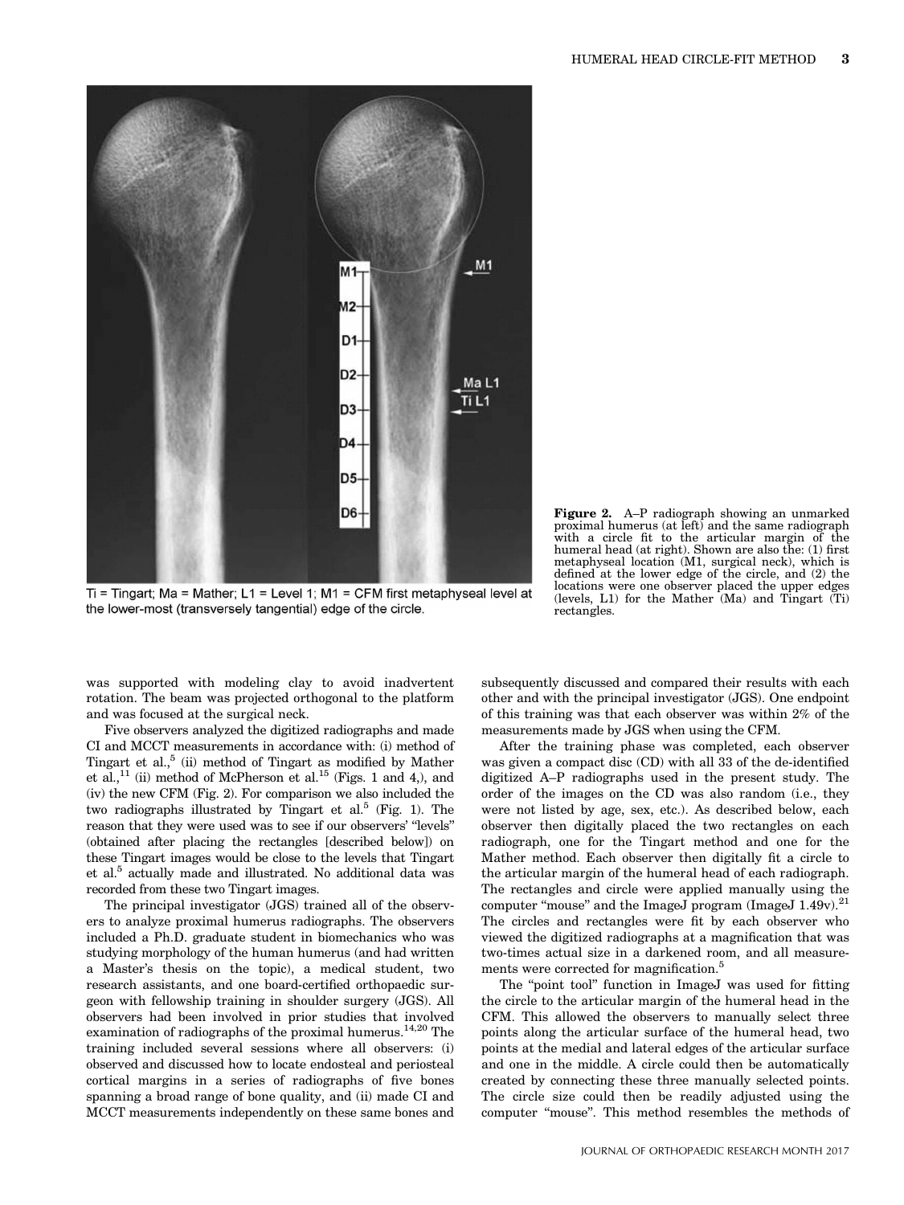Ti = Tingart; Ma = Mather; L1 = Level 1; M1 = CFM first metaphyseal level at the lower-most (transversely tangential) edge of the circle.

**Figure 2.** A–P radiograph showing an unmarked proximal humerus (at left) and the same radiograph with a circle fit to the articular margin of the humeral head (at right). Shown are also the: (1) first metaphyseal location (M1, surgical neck), which is defined at the lower edge of the circle, and (2) the locations were one observer placed the upper edges (levels, L1) for the Mather (Ma) and Tingart (Ti) rectangles.

was supported with modeling clay to avoid inadvertent rotation. The beam was projected orthogonal to the platform and was focused at the surgical neck.

Five observers analyzed the digitized radiographs and made CI and MCCT measurements in accordance with: (i) method of Tingart et al.,[5] (ii) method of Tingart as modified by Mather et al.,[11] (ii) method of McPherson et al.[15] (Figs. 1 and 4,), and (iv) the new CFM (Fig. 2). For comparison we also included the two radiographs illustrated by Tingart et al.[5] (Fig. 1). The reason that they were used was to see if our observers' "levels" (obtained after placing the rectangles [described below]) on these Tingart images would be close to the levels that Tingart et al.[5] actually made and illustrated. No additional data was recorded from these two Tingart images.

The principal investigator (JGS) trained all of the observers to analyze proximal humerus radiographs. The observers included a Ph.D. graduate student in biomechanics who was studying morphology of the human humerus (and had written a Master's thesis on the topic), a medical student, two research assistants, and one board-certified orthopaedic surgeon with fellowship training in shoulder surgery (JGS). All observers had been involved in prior studies that involved examination of radiographs of the proximal humerus.[14,20] The training included several sessions where all observers: (i) observed and discussed how to locate endosteal and periosteal cortical margins in a series of radiographs of five bones spanning a broad range of bone quality, and (ii) made CI and MCCT measurements independently on these same bones and subsequently discussed and compared their results with each other and with the principal investigator (JGS). One endpoint of this training was that each observer was within 2% of the measurements made by JGS when using the CFM.

After the training phase was completed, each observer was given a compact disc (CD) with all 33 of the de-identified digitized A–P radiographs used in the present study. The order of the images on the CD was also random (i.e., they were not listed by age, sex, etc.). As described below, each observer then digitally placed the two rectangles on each radiograph, one for the Tingart method and one for the Mather method. Each observer then digitally fit a circle to the articular margin of the humeral head of each radiograph. The rectangles and circle were applied manually using the computer "mouse" and the ImageJ program (ImageJ 1.49v).[21] The circles and rectangles were fit by each observer who viewed the digitized radiographs at a magnification that was two-times actual size in a darkened room, and all measurements were corrected for magnification.[5]

The "point tool" function in ImageJ was used for fitting the circle to the articular margin of the humeral head in the CFM. This allowed the observers to manually select three points along the articular surface of the humeral head, two points at the medial and lateral edges of the articular surface and one in the middle. A circle could then be automatically created by connecting these three manually selected points. The circle size could then be readily adjusted using the computer "mouse". This method resembles the methods of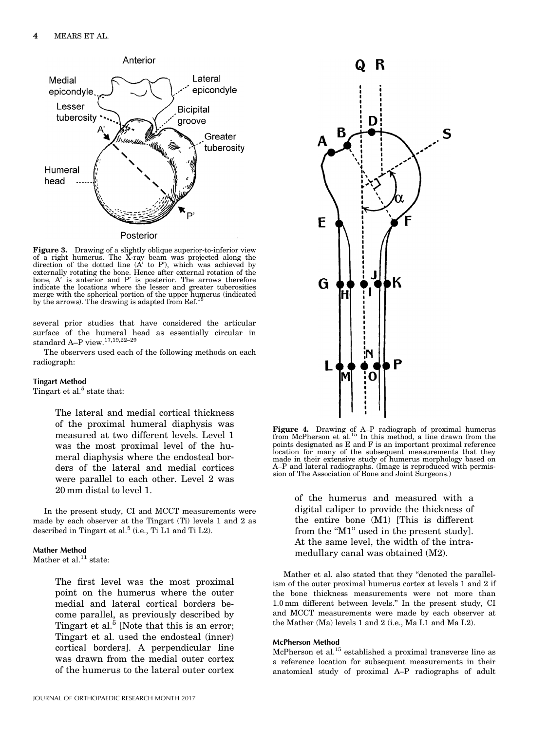Figure 3. Drawing of a slightly oblique superior-to-inferior view of a right humerus. The X-ray beam was projected along the direction of the dotted line (A' to P'), which was achieved by externally rotating the bone. Hence after external rotation of the bone, A' is anterior and P' is posterior. The arrows therefore indicate the locations where the lesser and greater tuberosities merge with the spherical portion of the upper humerus (indicated by the arrows). The drawing is adapted from Ref.[18]

several prior studies that have considered the articular surface of the humeral head as essentially circular in standard A–P view.[17,19,22–29]

The observers used each of the following methods on each radiograph:

### Tingart Method

Tingart et al.[5] state that:

> The lateral and medial cortical thickness of the proximal humeral diaphysis was measured at two different levels. Level 1 was the most proximal level of the humeral diaphysis where the endosteal borders of the lateral and medial cortices were parallel to each other. Level 2 was 20 mm distal to level 1.

In the present study, CI and MCCT measurements were made by each observer at the Tingart (Ti) levels 1 and 2 as described in Tingart et al.[5] (i.e., Ti L1 and Ti L2).

### Mather Method

Mather et al.[11] state:

> The first level was the most proximal point on the humerus where the outer medial and lateral cortical borders become parallel, as previously described by Tingart et al.[5] [Note that this is an error; Tingart et al. used the endosteal (inner) cortical borders]. A perpendicular line was drawn from the medial outer cortex of the humerus to the lateral outer cortex of the humerus and measured with a digital caliper to provide the thickness of the entire bone (M1) [This is different from the "M1" used in the present study]. At the same level, the width of the intramedullary canal was obtained (M2).

Figure 4. Drawing of A–P radiograph of proximal humerus from McPherson et al.[15] In this method, a line drawn from the points designated as E and F is an important proximal reference location for many of the subsequent measurements that they made in their extensive study of humerus morphology based on A–P and lateral radiographs. (Image is reproduced with permission of The Association of Bone and Joint Surgeons.)

Mather et al. also stated that they "denoted the parallelism of the outer proximal humerus cortex at levels 1 and 2 if the bone thickness measurements were not more than 1.0 mm different between levels." In the present study, CI and MCCT measurements were made by each observer at the Mather (Ma) levels 1 and 2 (i.e., Ma L1 and Ma L2).

### McPherson Method

McPherson et al.[15] established a proximal transverse line as a reference location for subsequent measurements in their anatomical study of proximal A–P radiographs of adult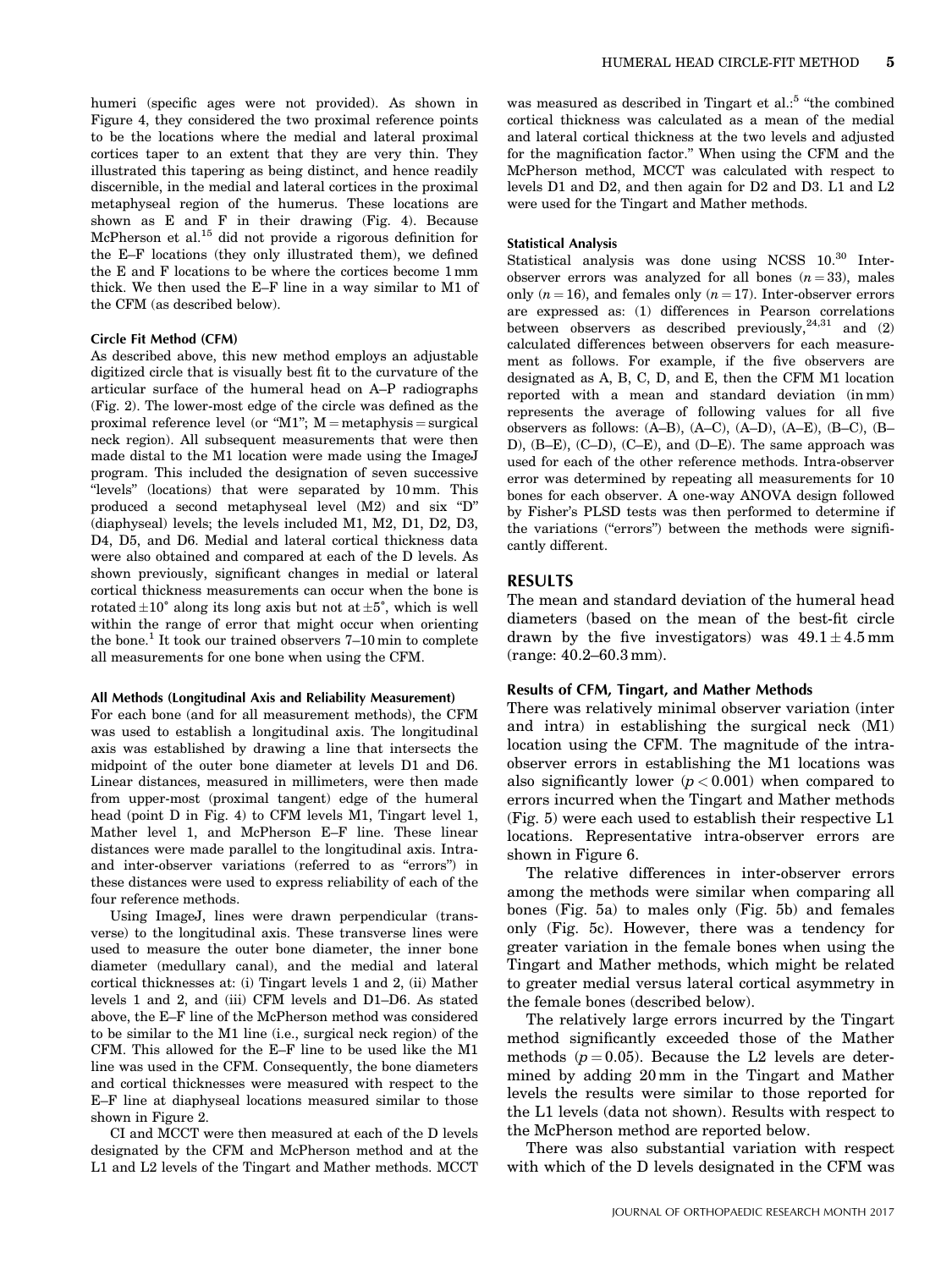humeri (specific ages were not provided). As shown in Figure 4, they considered the two proximal reference points to be the locations where the medial and lateral proximal cortices taper to an extent that they are very thin. They illustrated this tapering as being distinct, and hence readily discernible, in the medial and lateral cortices in the proximal metaphyseal region of the humerus. These locations are shown as E and F in their drawing (Fig. 4). Because McPherson et al.[15] did not provide a rigorous definition for the E–F locations (they only illustrated them), we defined the E and F locations to be where the cortices become 1 mm thick. We then used the E–F line in a way similar to M1 of the CFM (as described below).

#### Circle Fit Method (CFM)

As described above, this new method employs an adjustable digitized circle that is visually best fit to the curvature of the articular surface of the humeral head on A–P radiographs (Fig. 2). The lower-most edge of the circle was defined as the proximal reference level (or "M1"; M = metaphysis = surgical neck region). All subsequent measurements that were then made distal to the M1 location were made using the ImageJ program. This included the designation of seven successive "levels" (locations) that were separated by 10 mm. This produced a second metaphyseal level (M2) and six "D" (diaphyseal) levels; the levels included M1, M2, D1, D2, D3, D4, D5, and D6. Medial and lateral cortical thickness data were also obtained and compared at each of the D levels. As shown previously, significant changes in medial or lateral cortical thickness measurements can occur when the bone is rotated ±10° along its long axis but not at ±5°, which is well within the range of error that might occur when orienting the bone.[1] It took our trained observers 7–10 min to complete all measurements for one bone when using the CFM.

#### All Methods (Longitudinal Axis and Reliability Measurement)

For each bone (and for all measurement methods), the CFM was used to establish a longitudinal axis. The longitudinal axis was established by drawing a line that intersects the midpoint of the outer bone diameter at levels D1 and D6. Linear distances, measured in millimeters, were then made from upper-most (proximal tangent) edge of the humeral head (point D in Fig. 4) to CFM levels M1, Tingart level 1, Mather level 1, and McPherson E–F line. These linear distances were made parallel to the longitudinal axis. Intra- and inter-observer variations (referred to as "errors") in these distances were used to express reliability of each of the four reference methods.

Using ImageJ, lines were drawn perpendicular (transverse) to the longitudinal axis. These transverse lines were used to measure the outer bone diameter, the inner bone diameter (medullary canal), and the medial and lateral cortical thicknesses at: (i) Tingart levels 1 and 2, (ii) Mather levels 1 and 2, and (iii) CFM levels and D1–D6. As stated above, the E–F line of the McPherson method was considered to be similar to the M1 line (i.e., surgical neck region) of the CFM. This allowed for the E–F line to be used like the M1 line was used in the CFM. Consequently, the bone diameters and cortical thicknesses were measured with respect to the E–F line at diaphyseal locations measured similar to those shown in Figure 2.

CI and MCCT were then measured at each of the D levels designated by the CFM and McPherson method and at the L1 and L2 levels of the Tingart and Mather methods. MCCT was measured as described in Tingart et al.:[5] "the combined cortical thickness was calculated as a mean of the medial and lateral cortical thickness at the two levels and adjusted for the magnification factor." When using the CFM and the McPherson method, MCCT was calculated with respect to levels D1 and D2, and then again for D2 and D3. L1 and L2 were used for the Tingart and Mather methods.

#### Statistical Analysis

Statistical analysis was done using NCSS 10.[30] Inter-observer errors was analyzed for all bones ($n = 33$), males only ($n = 16$), and females only ($n = 17$). Inter-observer errors are expressed as: (1) differences in Pearson correlations between observers as described previously,[24,31] and (2) calculated differences between observers for each measurement as follows. For example, if the five observers are designated as A, B, C, D, and E, then the CFM M1 location reported with a mean and standard deviation (in mm) represents the average of following values for all five observers as follows: (A–B), (A–C), (A–D), (A–E), (B–C), (B–D), (B–E), (C–D), (C–E), and (D–E). The same approach was used for each of the other reference methods. Intra-observer error was determined by repeating all measurements for 10 bones for each observer. A one-way ANOVA design followed by Fisher's PLSD tests was then performed to determine if the variations ("errors") between the methods were significantly different.

## RESULTS

The mean and standard deviation of the humeral head diameters (based on the mean of the best-fit circle drawn by the five investigators) was $49.1 \pm 4.5$ mm (range: 40.2–60.3 mm).

#### Results of CFM, Tingart, and Mather Methods

There was relatively minimal observer variation (inter and intra) in establishing the surgical neck (M1) location using the CFM. The magnitude of the intra-observer errors in establishing the M1 locations was also significantly lower ($p < 0.001$) when compared to errors incurred when the Tingart and Mather methods (Fig. 5) were each used to establish their respective L1 locations. Representative intra-observer errors are shown in Figure 6.

The relative differences in inter-observer errors among the methods were similar when comparing all bones (Fig. 5a) to males only (Fig. 5b) and females only (Fig. 5c). However, there was a tendency for greater variation in the female bones when using the Tingart and Mather methods, which might be related to greater medial versus lateral cortical asymmetry in the female bones (described below).

The relatively large errors incurred by the Tingart method significantly exceeded those of the Mather methods ($p = 0.05$). Because the L2 levels are determined by adding 20 mm in the Tingart and Mather levels the results were similar to those reported for the L1 levels (data not shown). Results with respect to the McPherson method are reported below.

There was also substantial variation with respect with which of the D levels designated in the CFM was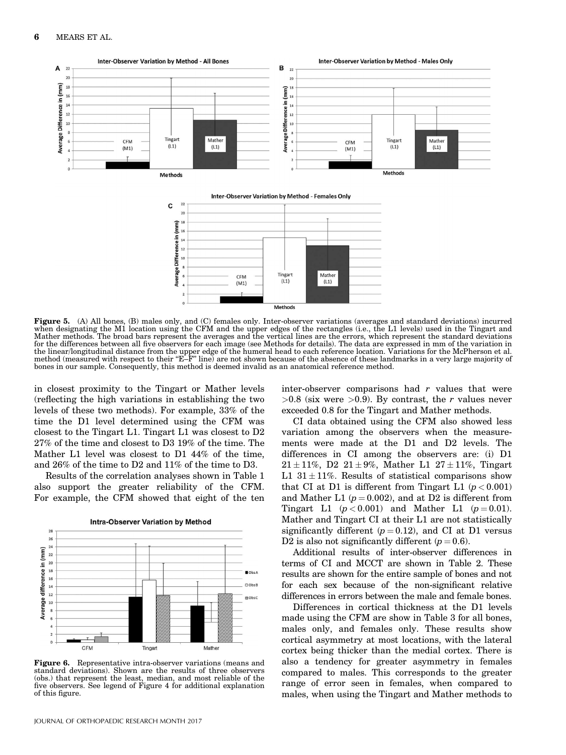Figure 5. (A) All bones, (B) males only, and (C) females only. Inter-observer variations (averages and standard deviations) incurred when designating the M1 location using the CFM and the upper edges of the rectangles (i.e., the L1 levels) used in the Tingart and Mather methods. The broad bars represent the averages and the vertical lines are the errors, which represent the standard deviations for the differences between all five observers for each image (see Methods for details). The data are expressed in mm of the variation in the linear/longitudinal distance from the upper edge of the humeral head to each reference location. Variations for the McPherson et al. method (measured with respect to their "E–F" line) are not shown because of the absence of these landmarks in a very large majority of bones in our sample. Consequently, this method is deemed invalid as an anatomical reference method.

in closest proximity to the Tingart or Mather levels (reflecting the high variations in establishing the two levels of these two methods). For example, 33% of the time the D1 level determined using the CFM was closest to the Tingart L1. Tingart L1 was closest to D2 27% of the time and closest to D3 19% of the time. The Mather L1 level was closest to D1 44% of the time, and 26% of the time to D2 and 11% of the time to D3.

Results of the correlation analyses shown in Table 1 also support the greater reliability of the CFM. For example, the CFM showed that eight of the ten inter-observer comparisons had $r$ values that were $>0.8$ (six were $>0.9$). By contrast, the $r$ values never exceeded 0.8 for the Tingart and Mather methods.

Figure 6. Representative intra-observer variations (means and standard deviations). Shown are the results of three observers (obs.) that represent the least, median, and most reliable of the five observers. See legend of Figure 4 for additional explanation of this figure.

CI data obtained using the CFM also showed less variation among the observers when the measurements were made at the D1 and D2 levels. The differences in CI among the observers are: (i) D1 $21 \pm 11\%$, D2 $21 \pm 9\%$, Mather L1 $27 \pm 11\%$, Tingart L1 $31 \pm 11\%$. Results of statistical comparisons show that CI at D1 is different from Tingart L1 ($p < 0.001$) and Mather L1 ($p = 0.002$), and at D2 is different from Tingart L1 ($p < 0.001$) and Mather L1 ($p = 0.01$). Mather and Tingart CI at their L1 are not statistically significantly different ($p = 0.12$), and CI at D1 versus D2 is also not significantly different ($p = 0.6$).

Additional results of inter-observer differences in terms of CI and MCCT are shown in Table 2. These results are shown for the entire sample of bones and not for each sex because of the non-significant relative differences in errors between the male and female bones.

Differences in cortical thickness at the D1 levels made using the CFM are show in Table 3 for all bones, males only, and females only. These results show cortical asymmetry at most locations, with the lateral cortex being thicker than the medial cortex. There is also a tendency for greater asymmetry in females compared to males. This corresponds to the greater range of error seen in females, when compared to males, when using the Tingart and Mather methods to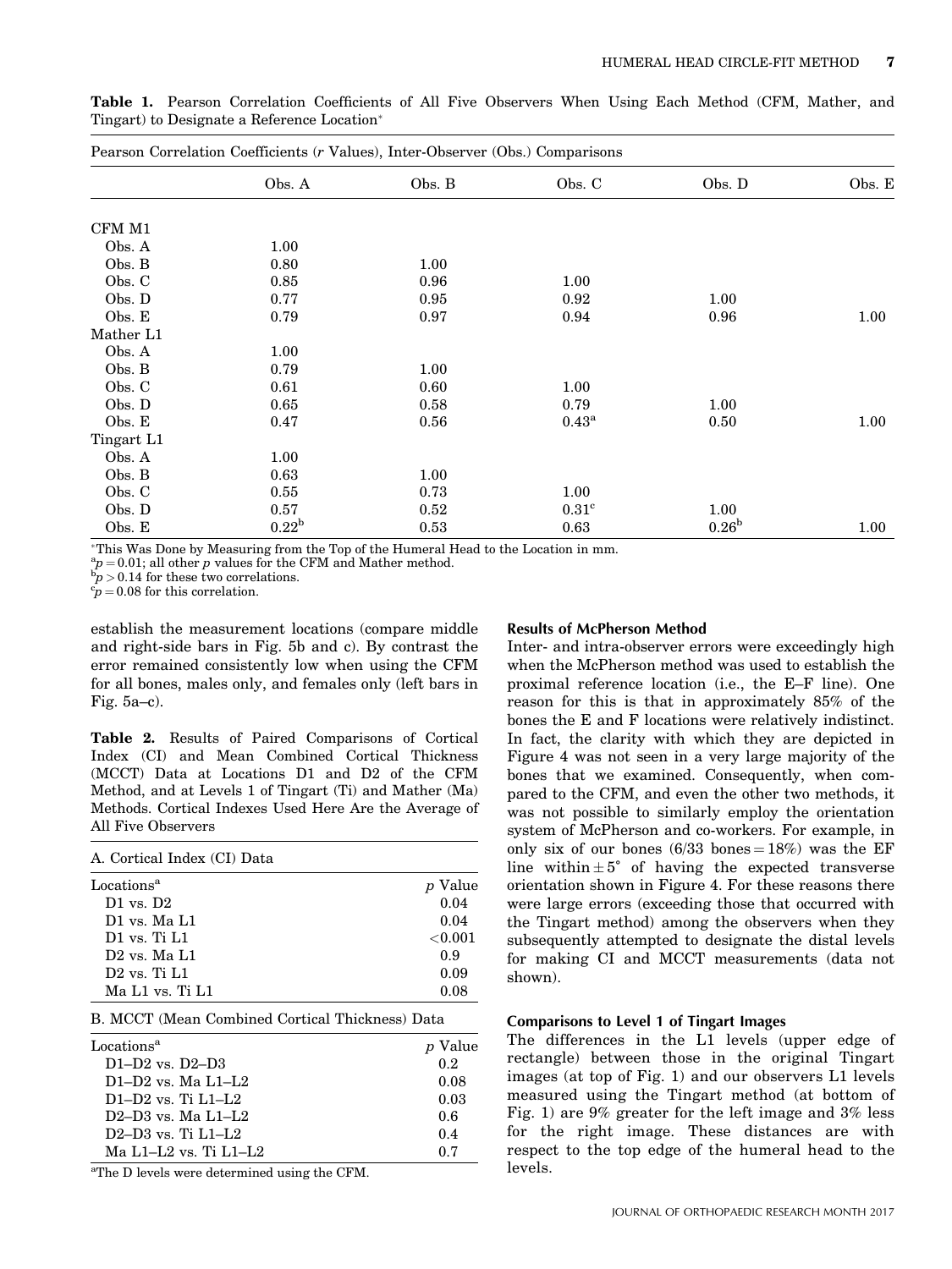**Table 1.** Pearson Correlation Coefficients of All Five Observers When Using Each Method (CFM, Mather, and Tingart) to Designate a Reference Location*

| Pearson Correlation Coefficients (r Values), Inter-Observer (Obs.) Comparisons | | | | | |
|---|---|---|---|---|---|
| | Obs. A | Obs. B | Obs. C | Obs. D | Obs. E |
| CFM M1 | | | | | |
| Obs. A | 1.00 | | | | |
| Obs. B | 0.80 | 1.00 | | | |
| Obs. C | 0.85 | 0.96 | 1.00 | | |
| Obs. D | 0.77 | 0.95 | 0.92 | 1.00 | |
| Obs. E | 0.79 | 0.97 | 0.94 | 0.96 | 1.00 |
| Mather L1 | | | | | |
| Obs. A | 1.00 | | | | |
| Obs. B | 0.79 | 1.00 | | | |
| Obs. C | 0.61 | 0.60 | 1.00 | | |
| Obs. D | 0.65 | 0.58 | 0.79 | 1.00 | |
| Obs. E | 0.47 | 0.56 | 0.43[a] | 0.50 | 1.00 |
| Tingart L1 | | | | | |
| Obs. A | 1.00 | | | | |
| Obs. B | 0.63 | 1.00 | | | |
| Obs. C | 0.55 | 0.73 | 1.00 | | |
| Obs. D | 0.57 | 0.52 | 0.31[c] | 1.00 | |
| Obs. E | 0.22[b] | 0.53 | 0.63 | 0.26[b] | 1.00 |

*This Was Done by Measuring from the Top of the Humeral Head to the Location in mm.
[a]$p = 0.01$; all other $p$ values for the CFM and Mather method.
[b]$p > 0.14$ for these two correlations.
[c]$p = 0.08$ for this correlation.

establish the measurement locations (compare middle and right-side bars in Fig. 5b and c). By contrast the error remained consistently low when using the CFM for all bones, males only, and females only (left bars in Fig. 5a–c).

**Table 2.** Results of Paired Comparisons of Cortical Index (CI) and Mean Combined Cortical Thickness (MCCT) Data at Locations D1 and D2 of the CFM Method, and at Levels 1 of Tingart (Ti) and Mather (Ma) Methods. Cortical Indexes Used Here Are the Average of All Five Observers

| A. Cortical Index (CI) Data | |
|---|---|
| Locations[a] | $p$ Value |
| D1 vs. D2 | 0.04 |
| D1 vs. Ma L1 | 0.04 |
| D1 vs. Ti L1 | <0.001 |
| D2 vs. Ma L1 | 0.9 |
| D2 vs. Ti L1 | 0.09 |
| Ma L1 vs. Ti L1 | 0.08 |
| **B. MCCT (Mean Combined Cortical Thickness) Data** | |
| Locations[a] | $p$ Value |
| D1–D2 vs. D2–D3 | 0.2 |
| D1–D2 vs. Ma L1–L2 | 0.08 |
| D1–D2 vs. Ti L1–L2 | 0.03 |
| D2–D3 vs. Ma L1–L2 | 0.6 |
| D2–D3 vs. Ti L1–L2 | 0.4 |
| Ma L1–L2 vs. Ti L1–L2 | 0.7 |

[a]The D levels were determined using the CFM.

### Results of McPherson Method

Inter- and intra-observer errors were exceedingly high when the McPherson method was used to establish the proximal reference location (i.e., the E–F line). One reason for this is that in approximately 85% of the bones the E and F locations were relatively indistinct. In fact, the clarity with which they are depicted in Figure 4 was not seen in a very large majority of the bones that we examined. Consequently, when compared to the CFM, and even the other two methods, it was not possible to similarly employ the orientation system of McPherson and co-workers. For example, in only six of our bones (6/33 bones = 18%) was the EF line within $\pm 5^{\circ}$ of having the expected transverse orientation shown in Figure 4. For these reasons there were large errors (exceeding those that occurred with the Tingart method) among the observers when they subsequently attempted to designate the distal levels for making CI and MCCT measurements (data not shown).

### Comparisons to Level 1 of Tingart Images

The differences in the L1 levels (upper edge of rectangle) between those in the original Tingart images (at top of Fig. 1) and our observers L1 levels measured using the Tingart method (at bottom of Fig. 1) are 9% greater for the left image and 3% less for the right image. These distances are with respect to the top edge of the humeral head to the levels.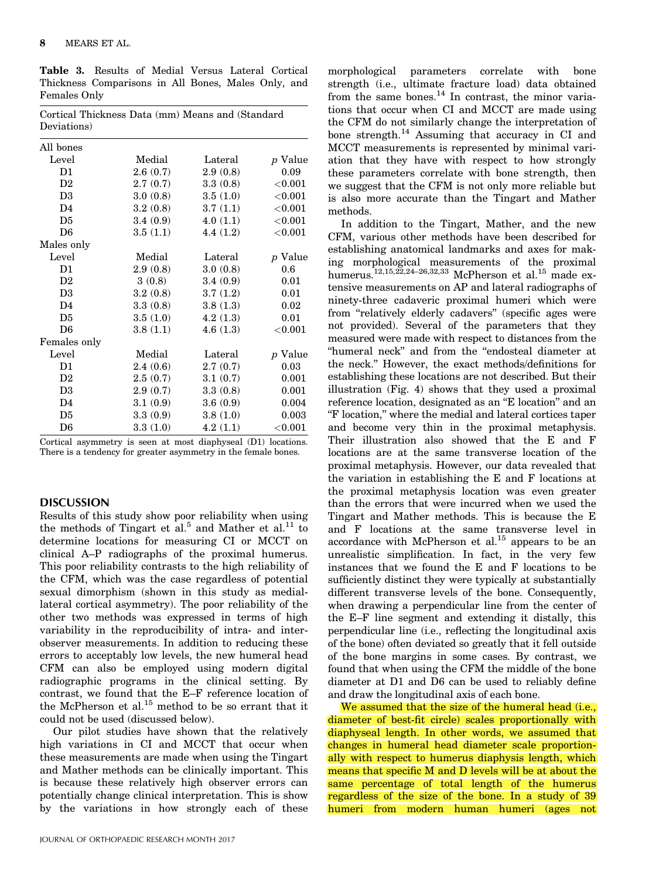**Table 3.** Results of Medial Versus Lateral Cortical Thickness Comparisons in All Bones, Males Only, and Females Only

| Cortical Thickness Data (mm) Means and (Standard Deviations) | | | |
|---|---|---|---|
| **All bones** | | | |
| Level | Medial | Lateral | *p* Value |
| D1 | 2.6 (0.7) | 2.9 (0.8) | 0.09 |
| D2 | 2.7 (0.7) | 3.3 (0.8) | <0.001 |
| D3 | 3.0 (0.8) | 3.5 (1.0) | <0.001 |
| D4 | 3.2 (0.8) | 3.7 (1.1) | <0.001 |
| D5 | 3.4 (0.9) | 4.0 (1.1) | <0.001 |
| D6 | 3.5 (1.1) | 4.4 (1.2) | <0.001 |
| **Males only** | | | |
| Level | Medial | Lateral | *p* Value |
| D1 | 2.9 (0.8) | 3.0 (0.8) | 0.6 |
| D2 | 3 (0.8) | 3.4 (0.9) | 0.01 |
| D3 | 3.2 (0.8) | 3.7 (1.2) | 0.01 |
| D4 | 3.3 (0.8) | 3.8 (1.3) | 0.02 |
| D5 | 3.5 (1.0) | 4.2 (1.3) | 0.01 |
| D6 | 3.8 (1.1) | 4.6 (1.3) | <0.001 |
| **Females only** | | | |
| Level | Medial | Lateral | *p* Value |
| D1 | 2.4 (0.6) | 2.7 (0.7) | 0.03 |
| D2 | 2.5 (0.7) | 3.1 (0.7) | 0.001 |
| D3 | 2.9 (0.7) | 3.3 (0.8) | 0.001 |
| D4 | 3.1 (0.9) | 3.6 (0.9) | 0.004 |
| D5 | 3.3 (0.9) | 3.8 (1.0) | 0.003 |
| D6 | 3.3 (1.0) | 4.2 (1.1) | <0.001 |

Cortical asymmetry is seen at most diaphyseal (D1) locations. There is a tendency for greater asymmetry in the female bones.

## DISCUSSION

Results of this study show poor reliability when using the methods of Tingart et al.[5] and Mather et al.[11] to determine locations for measuring CI or MCCT on clinical A–P radiographs of the proximal humerus. This poor reliability contrasts to the high reliability of the CFM, which was the case regardless of potential sexual dimorphism (shown in this study as medial-lateral cortical asymmetry). The poor reliability of the other two methods was expressed in terms of high variability in the reproducibility of intra- and inter-observer measurements. In addition to reducing these errors to acceptably low levels, the new humeral head CFM can also be employed using modern digital radiographic programs in the clinical setting. By contrast, we found that the E–F reference location of the McPherson et al.[15] method to be so errant that it could not be used (discussed below).

Our pilot studies have shown that the relatively high variations in CI and MCCT that occur when these measurements are made when using the Tingart and Mather methods can be clinically important. This is because these relatively high observer errors can potentially change clinical interpretation. This is show by the variations in how strongly each of these morphological parameters correlate with bone strength (i.e., ultimate fracture load) data obtained from the same bones.[14] In contrast, the minor variations that occur when CI and MCCT are made using the CFM do not similarly change the interpretation of bone strength.[14] Assuming that accuracy in CI and MCCT measurements is represented by minimal variation that they have with respect to how strongly these parameters correlate with bone strength, then we suggest that the CFM is not only more reliable but is also more accurate than the Tingart and Mather methods.

In addition to the Tingart, Mather, and the new CFM, various other methods have been described for establishing anatomical landmarks and axes for making morphological measurements of the proximal humerus.[12,15,22,24–26,32,33] McPherson et al.[15] made extensive measurements on AP and lateral radiographs of ninety-three cadaveric proximal humeri which were from "relatively elderly cadavers" (specific ages were not provided). Several of the parameters that they measured were made with respect to distances from the "humeral neck" and from the "endosteal diameter at the neck." However, the exact methods/definitions for establishing these locations are not described. But their illustration (Fig. 4) shows that they used a proximal reference location, designated as an "E location" and an "F location," where the medial and lateral cortices taper and become very thin in the proximal metaphysis. Their illustration also showed that the E and F locations are at the same transverse location of the proximal metaphysis. However, our data revealed that the variation in establishing the E and F locations at the proximal metaphysis location was even greater than the errors that were incurred when we used the Tingart and Mather methods. This is because the E and F locations at the same transverse level in accordance with McPherson et al.[15] appears to be an unrealistic simplification. In fact, in the very few instances that we found the E and F locations to be sufficiently distinct they were typically at substantially different transverse levels of the bone. Consequently, when drawing a perpendicular line from the center of the E–F line segment and extending it distally, this perpendicular line (i.e., reflecting the longitudinal axis of the bone) often deviated so greatly that it fell outside of the bone margins in some cases. By contrast, we found that when using the CFM the middle of the bone diameter at D1 and D6 can be used to reliably define and draw the longitudinal axis of each bone.

We assumed that the size of the humeral head (i.e., diameter of best-fit circle) scales proportionally with diaphyseal length. In other words, we assumed that changes in humeral head diameter scale proportionally with respect to humerus diaphysis length, which means that specific M and D levels will be at about the same percentage of total length of the humerus regardless of the size of the bone. In a study of 39 humeri from modern human humeri (ages not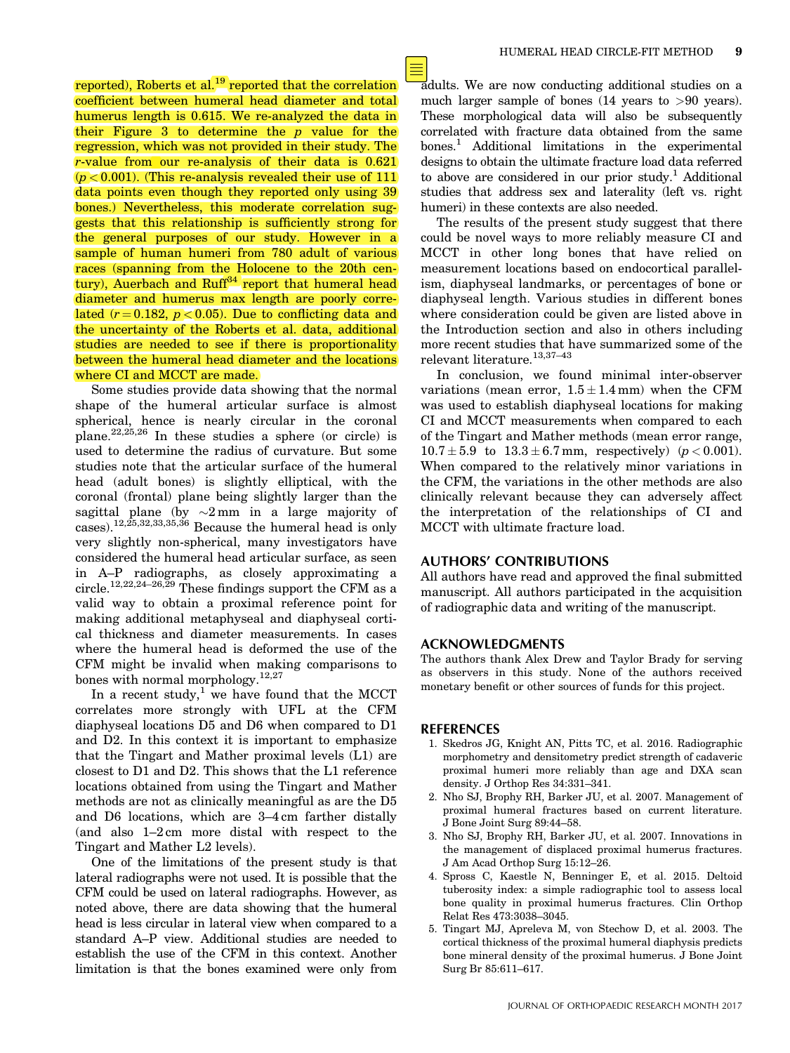reported), Roberts et al.[19] reported that the correlation coefficient between humeral head diameter and total humerus length is 0.615. We re-analyzed the data in their Figure 3 to determine the $p$ value for the regression, which was not provided in their study. The $r$-value from our re-analysis of their data is 0.621 ($p < 0.001$). (This re-analysis revealed their use of 111 data points even though they reported only using 39 bones.) Nevertheless, this moderate correlation suggests that this relationship is sufficiently strong for the general purposes of our study. However in a sample of human humeri from 780 adult of various races (spanning from the Holocene to the 20th century), Auerbach and Ruff[34] report that humeral head diameter and humerus max length are poorly correlated ($r = 0.182$, $p < 0.05$). Due to conflicting data and the uncertainty of the Roberts et al. data, additional studies are needed to see if there is proportionality between the humeral head diameter and the locations where CI and MCCT are made.

Some studies provide data showing that the normal shape of the humeral articular surface is almost spherical, hence is nearly circular in the coronal plane.[22,25,26] In these studies a sphere (or circle) is used to determine the radius of curvature. But some studies note that the articular surface of the humeral head (adult bones) is slightly elliptical, with the coronal (frontal) plane being slightly larger than the sagittal plane (by ~2 mm in a large majority of cases).[12,25,32,33,35,36] Because the humeral head is only very slightly non-spherical, many investigators have considered the humeral head articular surface, as seen in A–P radiographs, as closely approximating a circle.[12,22,24–26,29] These findings support the CFM as a valid way to obtain a proximal reference point for making additional metaphyseal and diaphyseal cortical thickness and diameter measurements. In cases where the humeral head is deformed the use of the CFM might be invalid when making comparisons to bones with normal morphology.[12,27]

In a recent study,[1] we have found that the MCCT correlates more strongly with UFL at the CFM diaphyseal locations D5 and D6 when compared to D1 and D2. In this context it is important to emphasize that the Tingart and Mather proximal levels (L1) are closest to D1 and D2. This shows that the L1 reference locations obtained from using the Tingart and Mather methods are not as clinically meaningful as are the D5 and D6 locations, which are 3–4 cm farther distally (and also 1–2 cm more distal with respect to the Tingart and Mather L2 levels).

One of the limitations of the present study is that lateral radiographs were not used. It is possible that the CFM could be used on lateral radiographs. However, as noted above, there are data showing that the humeral head is less circular in lateral view when compared to a standard A–P view. Additional studies are needed to establish the use of the CFM in this context. Another limitation is that the bones examined were only from adults. We are now conducting additional studies on a much larger sample of bones (14 years to >90 years). These morphological data will also be subsequently correlated with fracture data obtained from the same bones.[1] Additional limitations in the experimental designs to obtain the ultimate fracture load data referred to above are considered in our prior study.[1] Additional studies that address sex and laterality (left vs. right humeri) in these contexts are also needed.

The results of the present study suggest that there could be novel ways to more reliably measure CI and MCCT in other long bones that have relied on measurement locations based on endocortical parallelism, diaphyseal landmarks, or percentages of bone or diaphyseal length. Various studies in different bones where consideration could be given are listed above in the Introduction section and also in others including more recent studies that have summarized some of the relevant literature.[13,37–43]

In conclusion, we found minimal inter-observer variations (mean error, $1.5 \pm 1.4$ mm) when the CFM was used to establish diaphyseal locations for making CI and MCCT measurements when compared to each of the Tingart and Mather methods (mean error range, $10.7 \pm 5.9$ to $13.3 \pm 6.7$ mm, respectively) ($p < 0.001$). When compared to the relatively minor variations in the CFM, the variations in the other methods are also clinically relevant because they can adversely affect the interpretation of the relationships of CI and MCCT with ultimate fracture load.

## AUTHORS' CONTRIBUTIONS

All authors have read and approved the final submitted manuscript. All authors participated in the acquisition of radiographic data and writing of the manuscript.

## ACKNOWLEDGMENTS

The authors thank Alex Drew and Taylor Brady for serving as observers in this study. None of the authors received monetary benefit or other sources of funds for this project.

## REFERENCES

1. Skedros JG, Knight AN, Pitts TC, et al. 2016. Radiographic morphometry and densitometry predict strength of cadaveric proximal humeri more reliably than age and DXA scan density. J Orthop Res 34:331–341.
2. Nho SJ, Brophy RH, Barker JU, et al. 2007. Management of proximal humeral fractures based on current literature. J Bone Joint Surg 89:44–58.
3. Nho SJ, Brophy RH, Barker JU, et al. 2007. Innovations in the management of displaced proximal humerus fractures. J Am Acad Orthop Surg 15:12–26.
4. Spross C, Kaestle N, Benninger E, et al. 2015. Deltoid tuberosity index: a simple radiographic tool to assess local bone quality in proximal humerus fractures. Clin Orthop Relat Res 473:3038–3045.
5. Tingart MJ, Apreleva M, von Stechow D, et al. 2003. The cortical thickness of the proximal humeral diaphysis predicts bone mineral density of the proximal humerus. J Bone Joint Surg Br 85:611–617.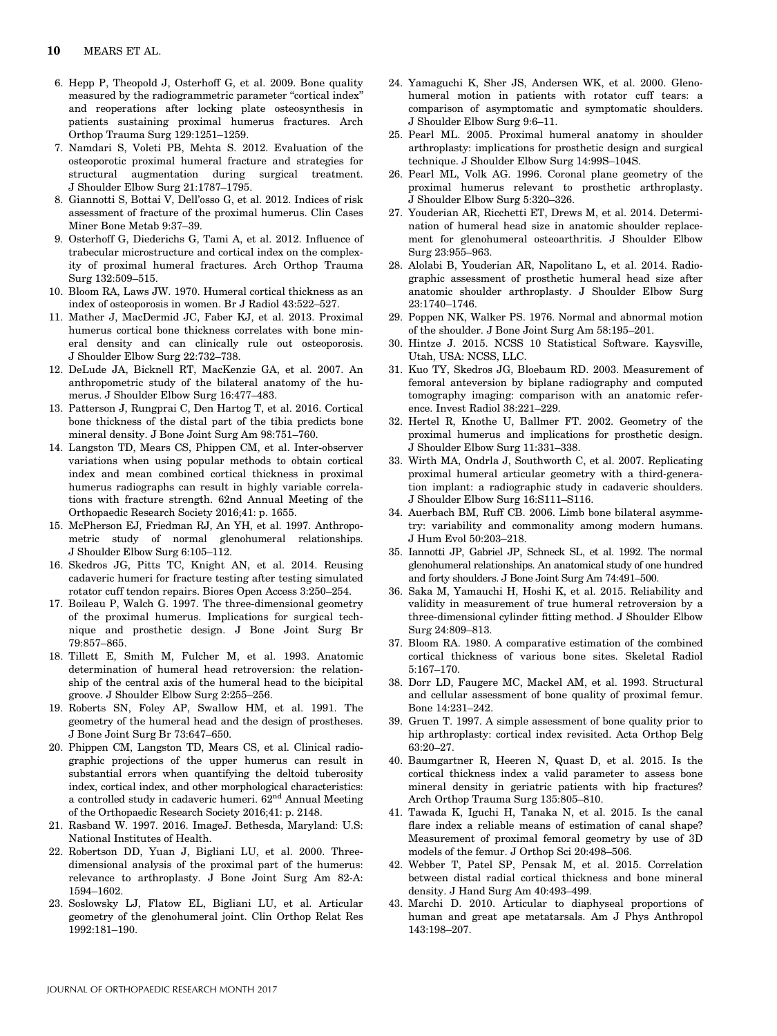6. Hepp P, Theopold J, Osterhoff G, et al. 2009. Bone quality measured by the radiogrammetric parameter "cortical index" and reoperations after locking plate osteosynthesis in patients sustaining proximal humerus fractures. Arch Orthop Trauma Surg 129:1251–1259.
7. Namdari S, Voleti PB, Mehta S. 2012. Evaluation of the osteoporotic proximal humeral fracture and strategies for structural augmentation during surgical treatment. J Shoulder Elbow Surg 21:1787–1795.
8. Giannotti S, Bottai V, Dell'osso G, et al. 2012. Indices of risk assessment of fracture of the proximal humerus. Clin Cases Miner Bone Metab 9:37–39.
9. Osterhoff G, Diederichs G, Tami A, et al. 2012. Influence of trabecular microstructure and cortical index on the complexity of proximal humeral fractures. Arch Orthop Trauma Surg 132:509–515.
10. Bloom RA, Laws JW. 1970. Humeral cortical thickness as an index of osteoporosis in women. Br J Radiol 43:522–527.
11. Mather J, MacDermid JC, Faber KJ, et al. 2013. Proximal humerus cortical bone thickness correlates with bone mineral density and can clinically rule out osteoporosis. J Shoulder Elbow Surg 22:732–738.
12. DeLude JA, Bicknell RT, MacKenzie GA, et al. 2007. An anthropometric study of the bilateral anatomy of the humerus. J Shoulder Elbow Surg 16:477–483.
13. Patterson J, Rungprai C, Den Hartog T, et al. 2016. Cortical bone thickness of the distal part of the tibia predicts bone mineral density. J Bone Joint Surg Am 98:751–760.
14. Langston TD, Mears CS, Phippen CM, et al. Inter-observer variations when using popular methods to obtain cortical index and mean combined cortical thickness in proximal humerus radiographs can result in highly variable correlations with fracture strength. 62nd Annual Meeting of the Orthopaedic Research Society 2016;41: p. 1655.
15. McPherson EJ, Friedman RJ, An YH, et al. 1997. Anthropometric study of normal glenohumeral relationships. J Shoulder Elbow Surg 6:105–112.
16. Skedros JG, Pitts TC, Knight AN, et al. 2014. Reusing cadaveric humeri for fracture testing after testing simulated rotator cuff tendon repairs. Biores Open Access 3:250–254.
17. Boileau P, Walch G. 1997. The three-dimensional geometry of the proximal humerus. Implications for surgical technique and prosthetic design. J Bone Joint Surg Br 79:857–865.
18. Tillett E, Smith M, Fulcher M, et al. 1993. Anatomic determination of humeral head retroversion: the relationship of the central axis of the humeral head to the bicipital groove. J Shoulder Elbow Surg 2:255–256.
19. Roberts SN, Foley AP, Swallow HM, et al. 1991. The geometry of the humeral head and the design of prostheses. J Bone Joint Surg Br 73:647–650.
20. Phippen CM, Langston TD, Mears CS, et al. Clinical radiographic projections of the upper humerus can result in substantial errors when quantifying the deltoid tuberosity index, cortical index, and other morphological characteristics: a controlled study in cadaveric humeri. 62nd Annual Meeting of the Orthopaedic Research Society 2016;41: p. 2148.
21. Rasband W. 1997. 2016. ImageJ. Bethesda, Maryland: U.S: National Institutes of Health.
22. Robertson DD, Yuan J, Bigliani LU, et al. 2000. Three-dimensional analysis of the proximal part of the humerus: relevance to arthroplasty. J Bone Joint Surg Am 82-A: 1594–1602.
23. Soslowsky LJ, Flatow EL, Bigliani LU, et al. Articular geometry of the glenohumeral joint. Clin Orthop Relat Res 1992:181–190.
24. Yamaguchi K, Sher JS, Andersen WK, et al. 2000. Glenohumeral motion in patients with rotator cuff tears: a comparison of asymptomatic and symptomatic shoulders. J Shoulder Elbow Surg 9:6–11.
25. Pearl ML. 2005. Proximal humeral anatomy in shoulder arthroplasty: implications for prosthetic design and surgical technique. J Shoulder Elbow Surg 14:99S–104S.
26. Pearl ML, Volk AG. 1996. Coronal plane geometry of the proximal humerus relevant to prosthetic arthroplasty. J Shoulder Elbow Surg 5:320–326.
27. Youderian AR, Ricchetti ET, Drews M, et al. 2014. Determination of humeral head size in anatomic shoulder replacement for glenohumeral osteoarthritis. J Shoulder Elbow Surg 23:955–963.
28. Alolabi B, Youderian AR, Napolitano L, et al. 2014. Radiographic assessment of prosthetic humeral head size after anatomic shoulder arthroplasty. J Shoulder Elbow Surg 23:1740–1746.
29. Poppen NK, Walker PS. 1976. Normal and abnormal motion of the shoulder. J Bone Joint Surg Am 58:195–201.
30. Hintze J. 2015. NCSS 10 Statistical Software. Kaysville, Utah, USA: NCSS, LLC.
31. Kuo TY, Skedros JG, Bloebaum RD. 2003. Measurement of femoral anteversion by biplane radiography and computed tomography imaging: comparison with an anatomic reference. Invest Radiol 38:221–229.
32. Hertel R, Knothe U, Ballmer FT. 2002. Geometry of the proximal humerus and implications for prosthetic design. J Shoulder Elbow Surg 11:331–338.
33. Wirth MA, Ondrla J, Southworth C, et al. 2007. Replicating proximal humeral articular geometry with a third-generation implant: a radiographic study in cadaveric shoulders. J Shoulder Elbow Surg 16:S111–S116.
34. Auerbach BM, Ruff CB. 2006. Limb bone bilateral asymmetry: variability and commonality among modern humans. J Hum Evol 50:203–218.
35. Iannotti JP, Gabriel JP, Schneck SL, et al. 1992. The normal glenohumeral relationships. An anatomical study of one hundred and forty shoulders. J Bone Joint Surg Am 74:491–500.
36. Saka M, Yamauchi H, Hoshi K, et al. 2015. Reliability and validity in measurement of true humeral retroversion by a three-dimensional cylinder fitting method. J Shoulder Elbow Surg 24:809–813.
37. Bloom RA. 1980. A comparative estimation of the combined cortical thickness of various bone sites. Skeletal Radiol 5:167–170.
38. Dorr LD, Faugere MC, Mackel AM, et al. 1993. Structural and cellular assessment of bone quality of proximal femur. Bone 14:231–242.
39. Gruen T. 1997. A simple assessment of bone quality prior to hip arthroplasty: cortical index revisited. Acta Orthop Belg 63:20–27.
40. Baumgartner R, Heeren N, Quast D, et al. 2015. Is the cortical thickness index a valid parameter to assess bone mineral density in geriatric patients with hip fractures? Arch Orthop Trauma Surg 135:805–810.
41. Tawada K, Iguchi H, Tanaka N, et al. 2015. Is the canal flare index a reliable means of estimation of canal shape? Measurement of proximal femoral geometry by use of 3D models of the femur. J Orthop Sci 20:498–506.
42. Webber T, Patel SP, Pensak M, et al. 2015. Correlation between distal radial cortical thickness and bone mineral density. J Hand Surg Am 40:493–499.
43. Marchi D. 2010. Articular to diaphyseal proportions of human and great ape metatarsals. Am J Phys Anthropol 143:198–207.